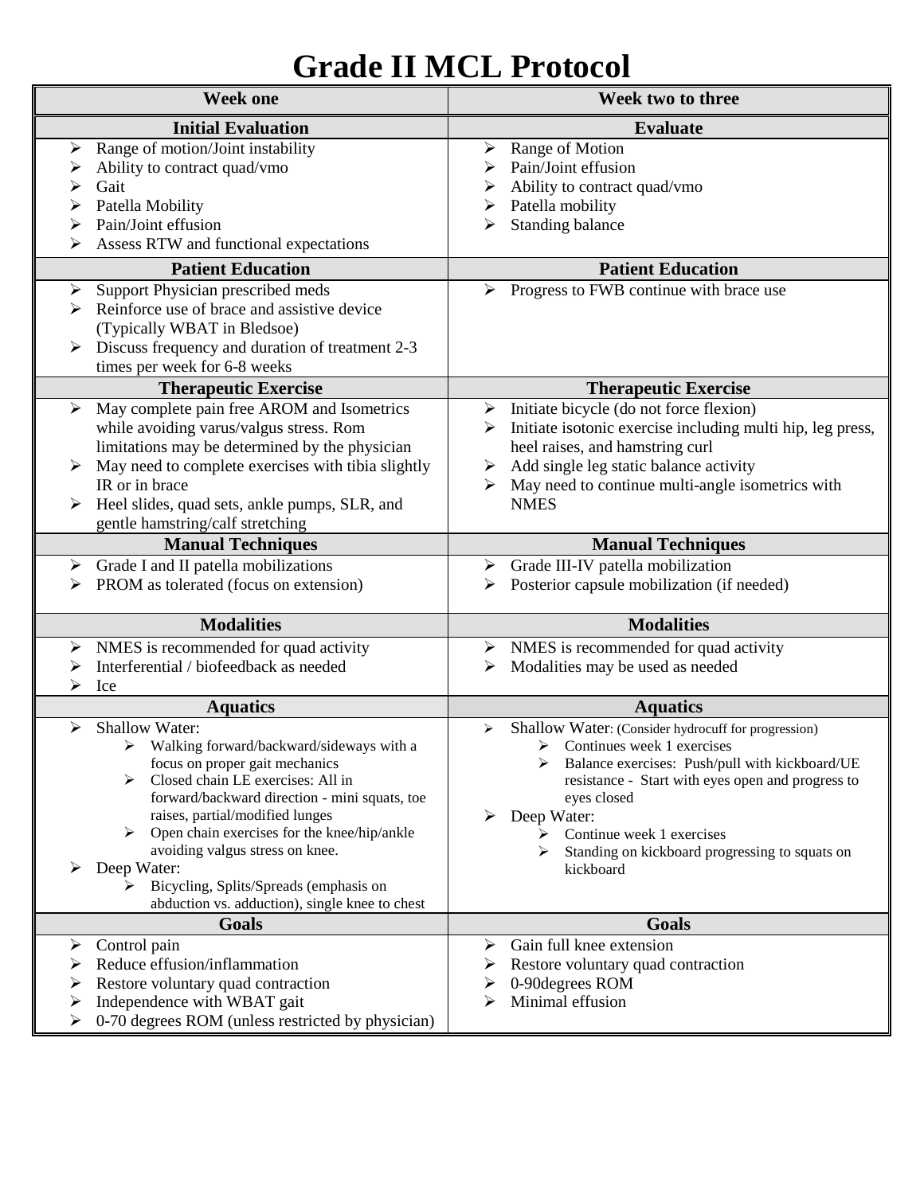# Grade II MCL Protocol

| Week one | Week two to three |
|---|---|
| **Initial Evaluation** | **Evaluate** |
| ➢ Range of motion/Joint instability<br>➢ Ability to contract quad/vmo<br>➢ Gait<br>➢ Patella Mobility<br>➢ Pain/Joint effusion<br>➢ Assess RTW and functional expectations | ➢ Range of Motion<br>➢ Pain/Joint effusion<br>➢ Ability to contract quad/vmo<br>➢ Patella mobility<br>➢ Standing balance |
| **Patient Education** | **Patient Education** |
| ➢ Support Physician prescribed meds<br>➢ Reinforce use of brace and assistive device (Typically WBAT in Bledsoe)<br>➢ Discuss frequency and duration of treatment 2-3 times per week for 6-8 weeks | ➢ Progress to FWB continue with brace use |
| **Therapeutic Exercise** | **Therapeutic Exercise** |
| ➢ May complete pain free AROM and Isometrics while avoiding varus/valgus stress. Rom limitations may be determined by the physician<br>➢ May need to complete exercises with tibia slightly IR or in brace<br>➢ Heel slides, quad sets, ankle pumps, SLR, and gentle hamstring/calf stretching | ➢ Initiate bicycle (do not force flexion)<br>➢ Initiate isotonic exercise including multi hip, leg press, heel raises, and hamstring curl<br>➢ Add single leg static balance activity<br>➢ May need to continue multi-angle isometrics with NMES |
| **Manual Techniques** | **Manual Techniques** |
| ➢ Grade I and II patella mobilizations<br>➢ PROM as tolerated (focus on extension) | ➢ Grade III-IV patella mobilization<br>➢ Posterior capsule mobilization (if needed) |
| **Modalities** | **Modalities** |
| ➢ NMES is recommended for quad activity<br>➢ Interferential / biofeedback as needed<br>➢ Ice | ➢ NMES is recommended for quad activity<br>➢ Modalities may be used as needed |
| **Aquatics** | **Aquatics** |
| ➢ Shallow Water:<br>&nbsp;&nbsp;&nbsp;&nbsp;➢ Walking forward/backward/sideways with a focus on proper gait mechanics<br>&nbsp;&nbsp;&nbsp;&nbsp;➢ Closed chain LE exercises: All in forward/backward direction - mini squats, toe raises, partial/modified lunges<br>&nbsp;&nbsp;&nbsp;&nbsp;➢ Open chain exercises for the knee/hip/ankle avoiding valgus stress on knee.<br>➢ Deep Water:<br>&nbsp;&nbsp;&nbsp;&nbsp;➢ Bicycling, Splits/Spreads (emphasis on abduction vs. adduction), single knee to chest | ➢ Shallow Water: (Consider hydrocuff for progression)<br>&nbsp;&nbsp;&nbsp;&nbsp;➢ Continues week 1 exercises<br>&nbsp;&nbsp;&nbsp;&nbsp;➢ Balance exercises: Push/pull with kickboard/UE resistance - Start with eyes open and progress to eyes closed<br>➢ Deep Water:<br>&nbsp;&nbsp;&nbsp;&nbsp;➢ Continue week 1 exercises<br>&nbsp;&nbsp;&nbsp;&nbsp;➢ Standing on kickboard progressing to squats on kickboard |
| **Goals** | **Goals** |
| ➢ Control pain<br>➢ Reduce effusion/inflammation<br>➢ Restore voluntary quad contraction<br>➢ Independence with WBAT gait<br>➢ 0-70 degrees ROM (unless restricted by physician) | ➢ Gain full knee extension<br>➢ Restore voluntary quad contraction<br>➢ 0-90degrees ROM<br>➢ Minimal effusion |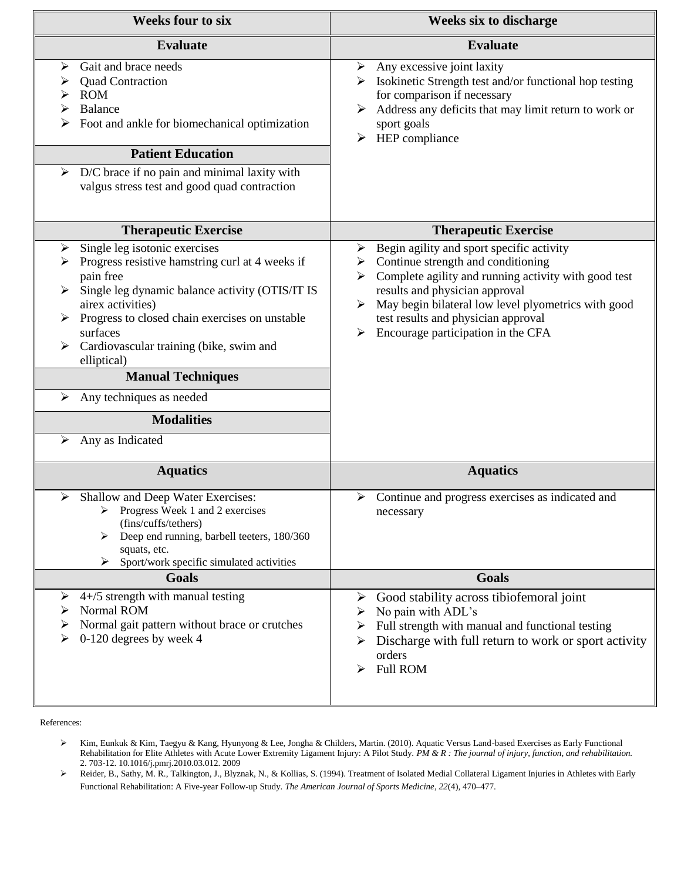| Weeks four to six | Weeks six to discharge |
|---|---|
| **Evaluate** | **Evaluate** |
| ➢ Gait and brace needs<br>➢ Quad Contraction<br>➢ ROM<br>➢ Balance<br>➢ Foot and ankle for biomechanical optimization | ➢ Any excessive joint laxity<br>➢ Isokinetic Strength test and/or functional hop testing for comparison if necessary<br>➢ Address any deficits that may limit return to work or sport goals<br>➢ HEP compliance |
| **Patient Education** | |
| ➢ D/C brace if no pain and minimal laxity with valgus stress test and good quad contraction | |
| **Therapeutic Exercise** | **Therapeutic Exercise** |
| ➢ Single leg isotonic exercises<br>➢ Progress resistive hamstring curl at 4 weeks if pain free<br>➢ Single leg dynamic balance activity (OTIS/IT IS airex activities)<br>➢ Progress to closed chain exercises on unstable surfaces<br>➢ Cardiovascular training (bike, swim and elliptical) | ➢ Begin agility and sport specific activity<br>➢ Continue strength and conditioning<br>➢ Complete agility and running activity with good test results and physician approval<br>➢ May begin bilateral low level plyometrics with good test results and physician approval<br>➢ Encourage participation in the CFA |
| **Manual Techniques** | |
| ➢ Any techniques as needed | |
| **Modalities** | |
| ➢ Any as Indicated | |
| **Aquatics** | **Aquatics** |
| ➢ Shallow and Deep Water Exercises:<br>&nbsp;&nbsp;➢ Progress Week 1 and 2 exercises (fins/cuffs/tethers)<br>&nbsp;&nbsp;➢ Deep end running, barbell teeters, 180/360 squats, etc.<br>&nbsp;&nbsp;➢ Sport/work specific simulated activities | ➢ Continue and progress exercises as indicated and necessary |
| **Goals** | **Goals** |
| ➢ 4+/5 strength with manual testing<br>➢ Normal ROM<br>➢ Normal gait pattern without brace or crutches<br>➢ 0-120 degrees by week 4 | ➢ Good stability across tibiofemoral joint<br>➢ No pain with ADL's<br>➢ Full strength with manual and functional testing<br>➢ Discharge with full return to work or sport activity orders<br>➢ Full ROM |

References:

- Kim, Eunkuk & Kim, Taegyu & Kang, Hyunyong & Lee, Jongha & Childers, Martin. (2010). Aquatic Versus Land-based Exercises as Early Functional Rehabilitation for Elite Athletes with Acute Lower Extremity Ligament Injury: A Pilot Study. *PM & R : The journal of injury, function, and rehabilitation.* 2. 703-12. 10.1016/j.pmrj.2010.03.012. 2009
- Reider, B., Sathy, M. R., Talkington, J., Blyznak, N., & Kollias, S. (1994). Treatment of Isolated Medial Collateral Ligament Injuries in Athletes with Early Functional Rehabilitation: A Five-year Follow-up Study. *The American Journal of Sports Medicine*, *22*(4), 470–477.